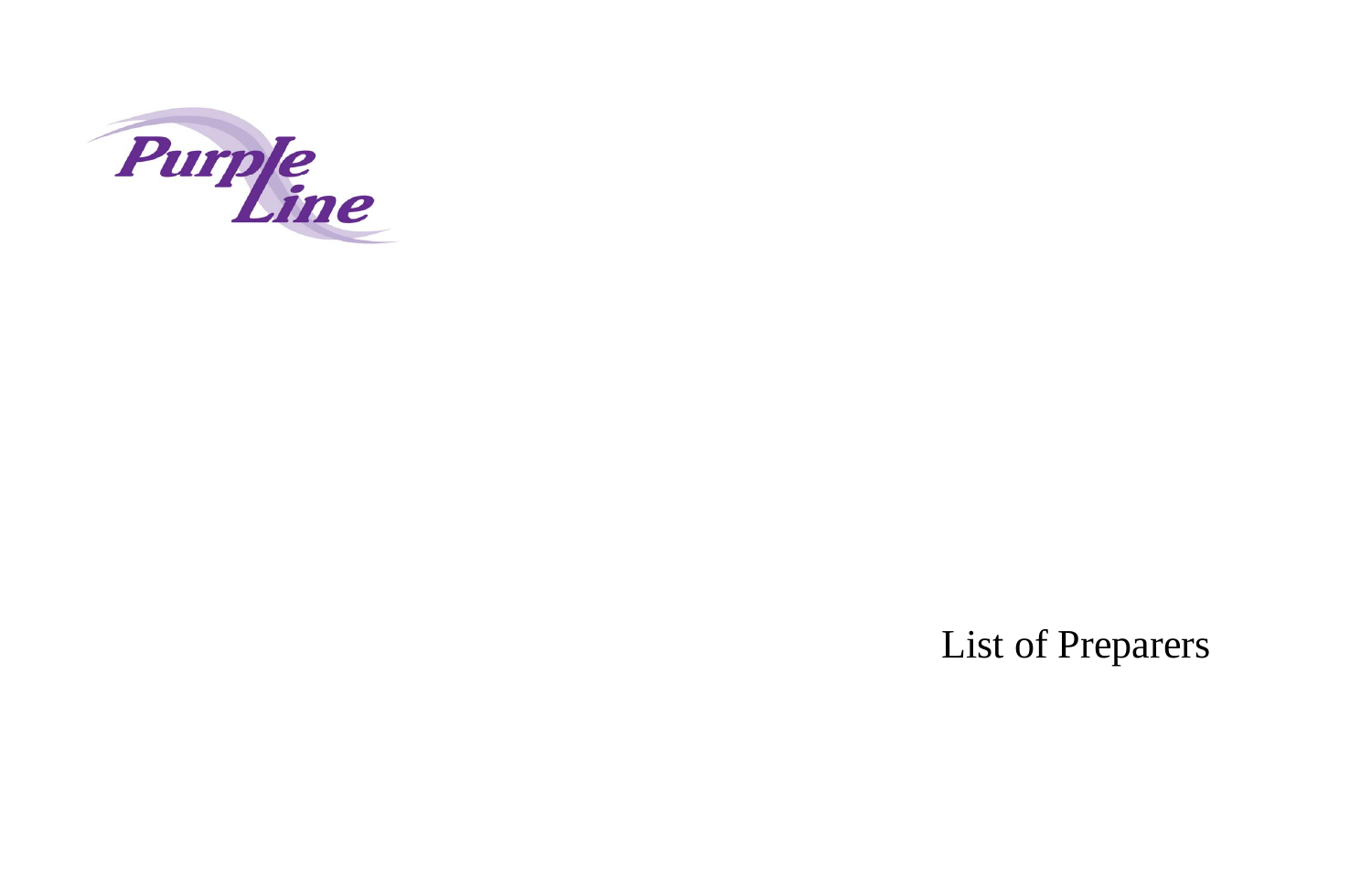Purple Line

# List of Preparers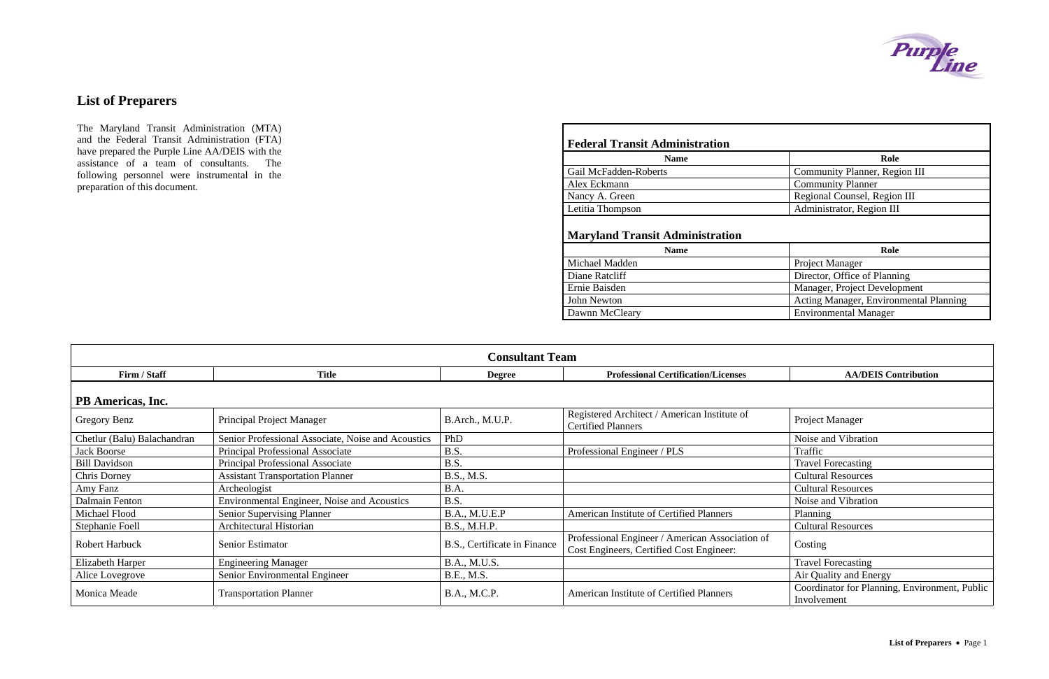# List of Preparers

The Maryland Transit Administration (MTA) and the Federal Transit Administration (FTA) have prepared the Purple Line AA/DEIS with the assistance of a team of consultants. The following personnel were instrumental in the preparation of this document.

## Federal Transit Administration

| Name | Role |
|---|---|
| Gail McFadden-Roberts | Community Planner, Region III |
| Alex Eckmann | Community Planner |
| Nancy A. Green | Regional Counsel, Region III |
| Letitia Thompson | Administrator, Region III |

## Maryland Transit Administration

| Name | Role |
|---|---|
| Michael Madden | Project Manager |
| Diane Ratcliff | Director, Office of Planning |
| Ernie Baisden | Manager, Project Development |
| John Newton | Acting Manager, Environmental Planning |
| Dawnn McCleary | Environmental Manager |

## Consultant Team

| Firm / Staff | Title | Degree | Professional Certification/Licenses | AA/DEIS Contribution |
|---|---|---|---|---|
| **PB Americas, Inc.** | | | | |
| Gregory Benz | Principal Project Manager | B.Arch., M.U.P. | Registered Architect / American Institute of Certified Planners | Project Manager |
| Chetlur (Balu) Balachandran | Senior Professional Associate, Noise and Acoustics | PhD | | Noise and Vibration |
| Jack Boorse | Principal Professional Associate | B.S. | Professional Engineer / PLS | Traffic |
| Bill Davidson | Principal Professional Associate | B.S. | | Travel Forecasting |
| Chris Dorney | Assistant Transportation Planner | B.S., M.S. | | Cultural Resources |
| Amy Fanz | Archeologist | B.A. | | Cultural Resources |
| Dalmain Fenton | Environmental Engineer, Noise and Acoustics | B.S. | | Noise and Vibration |
| Michael Flood | Senior Supervising Planner | B.A., M.U.E.P | American Institute of Certified Planners | Planning |
| Stephanie Foell | Architectural Historian | B.S., M.H.P. | | Cultural Resources |
| Robert Harbuck | Senior Estimator | B.S., Certificate in Finance | Professional Engineer / American Association of Cost Engineers, Certified Cost Engineer: | Costing |
| Elizabeth Harper | Engineering Manager | B.A., M.U.S. | | Travel Forecasting |
| Alice Lovegrove | Senior Environmental Engineer | B.E., M.S. | | Air Quality and Energy |
| Monica Meade | Transportation Planner | B.A., M.C.P. | American Institute of Certified Planners | Coordinator for Planning, Environment, Public Involvement |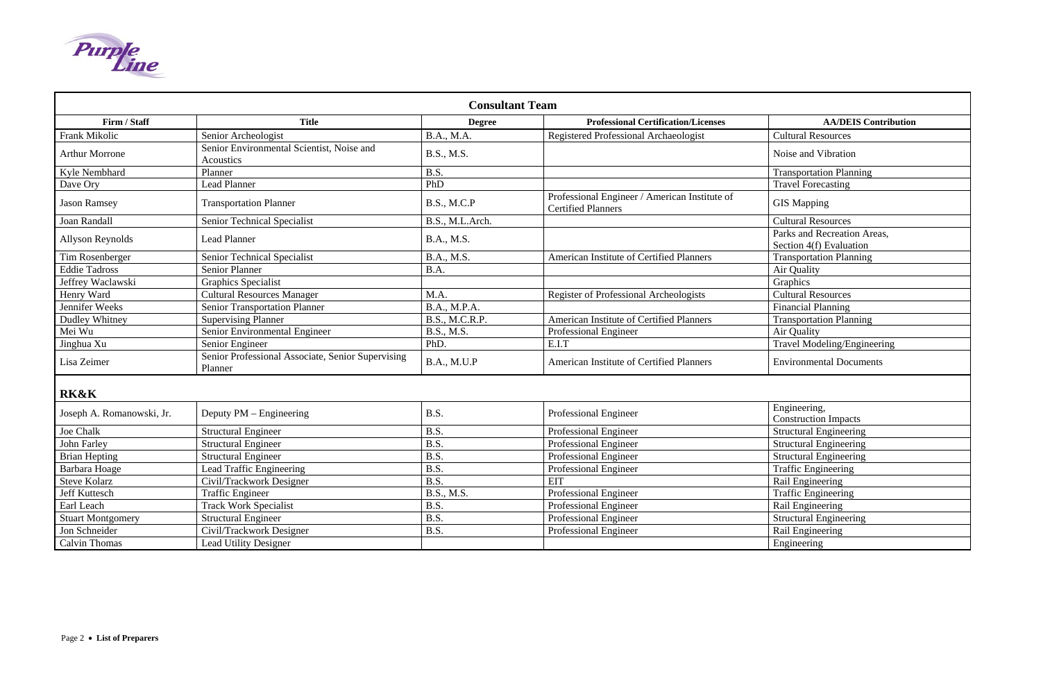| Consultant Team | | | | |
|---|---|---|---|---|
| **Firm / Staff** | **Title** | **Degree** | **Professional Certification/Licenses** | **AA/DEIS Contribution** |
| Frank Mikolic | Senior Archeologist | B.A., M.A. | Registered Professional Archaeologist | Cultural Resources |
| Arthur Morrone | Senior Environmental Scientist, Noise and Acoustics | B.S., M.S. | | Noise and Vibration |
| Kyle Nembhard | Planner | B.S. | | Transportation Planning |
| Dave Ory | Lead Planner | PhD | | Travel Forecasting |
| Jason Ramsey | Transportation Planner | B.S., M.C.P | Professional Engineer / American Institute of Certified Planners | GIS Mapping |
| Joan Randall | Senior Technical Specialist | B.S., M.L.Arch. | | Cultural Resources |
| Allyson Reynolds | Lead Planner | B.A., M.S. | | Parks and Recreation Areas, Section 4(f) Evaluation |
| Tim Rosenberger | Senior Technical Specialist | B.A., M.S. | American Institute of Certified Planners | Transportation Planning |
| Eddie Tadross | Senior Planner | B.A. | | Air Quality |
| Jeffrey Waclawski | Graphics Specialist | | | Graphics |
| Henry Ward | Cultural Resources Manager | M.A. | Register of Professional Archeologists | Cultural Resources |
| Jennifer Weeks | Senior Transportation Planner | B.A., M.P.A. | | Financial Planning |
| Dudley Whitney | Supervising Planner | B.S., M.C.R.P. | American Institute of Certified Planners | Transportation Planning |
| Mei Wu | Senior Environmental Engineer | B.S., M.S. | Professional Engineer | Air Quality |
| Jinghua Xu | Senior Engineer | PhD. | E.I.T | Travel Modeling/Engineering |
| Lisa Zeimer | Senior Professional Associate, Senior Supervising Planner | B.A., M.U.P | American Institute of Certified Planners | Environmental Documents |
| **RK&K** | | | | |
| Joseph A. Romanowski, Jr. | Deputy PM – Engineering | B.S. | Professional Engineer | Engineering, Construction Impacts |
| Joe Chalk | Structural Engineer | B.S. | Professional Engineer | Structural Engineering |
| John Farley | Structural Engineer | B.S. | Professional Engineer | Structural Engineering |
| Brian Hepting | Structural Engineer | B.S. | Professional Engineer | Structural Engineering |
| Barbara Hoage | Lead Traffic Engineering | B.S. | Professional Engineer | Traffic Engineering |
| Steve Kolarz | Civil/Trackwork Designer | B.S. | EIT | Rail Engineering |
| Jeff Kuttesch | Traffic Engineer | B.S., M.S. | Professional Engineer | Traffic Engineering |
| Earl Leach | Track Work Specialist | B.S. | Professional Engineer | Rail Engineering |
| Stuart Montgomery | Structural Engineer | B.S. | Professional Engineer | Structural Engineering |
| Jon Schneider | Civil/Trackwork Designer | B.S. | Professional Engineer | Rail Engineering |
| Calvin Thomas | Lead Utility Designer | | | Engineering |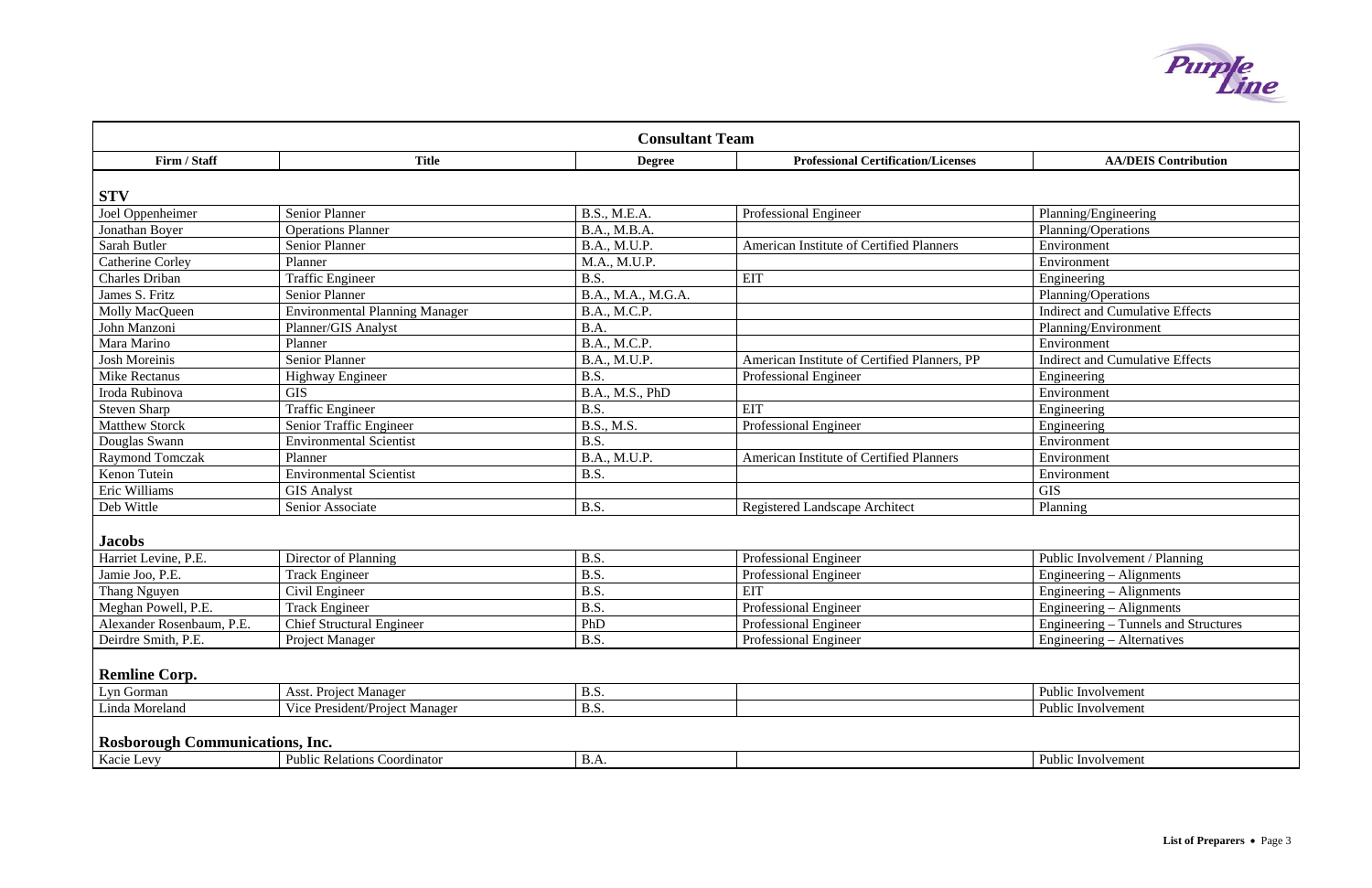| Consultant Team | | | | |
|---|---|---|---|---|
| **Firm / Staff** | **Title** | **Degree** | **Professional Certification/Licenses** | **AA/DEIS Contribution** |
| **STV** | | | | |
| Joel Oppenheimer | Senior Planner | B.S., M.E.A. | Professional Engineer | Planning/Engineering |
| Jonathan Boyer | Operations Planner | B.A., M.B.A. | | Planning/Operations |
| Sarah Butler | Senior Planner | B.A., M.U.P. | American Institute of Certified Planners | Environment |
| Catherine Corley | Planner | M.A., M.U.P. | | Environment |
| Charles Driban | Traffic Engineer | B.S. | EIT | Engineering |
| James S. Fritz | Senior Planner | B.A., M.A., M.G.A. | | Planning/Operations |
| Molly MacQueen | Environmental Planning Manager | B.A., M.C.P. | | Indirect and Cumulative Effects |
| John Manzoni | Planner/GIS Analyst | B.A. | | Planning/Environment |
| Mara Marino | Planner | B.A., M.C.P. | | Environment |
| Josh Moreinis | Senior Planner | B.A., M.U.P. | American Institute of Certified Planners, PP | Indirect and Cumulative Effects |
| Mike Rectanus | Highway Engineer | B.S. | Professional Engineer | Engineering |
| Iroda Rubinova | GIS | B.A., M.S., PhD | | Environment |
| Steven Sharp | Traffic Engineer | B.S. | EIT | Engineering |
| Matthew Storck | Senior Traffic Engineer | B.S., M.S. | Professional Engineer | Engineering |
| Douglas Swann | Environmental Scientist | B.S. | | Environment |
| Raymond Tomczak | Planner | B.A., M.U.P. | American Institute of Certified Planners | Environment |
| Kenon Tutein | Environmental Scientist | B.S. | | Environment |
| Eric Williams | GIS Analyst | | | GIS |
| Deb Wittle | Senior Associate | B.S. | Registered Landscape Architect | Planning |
| **Jacobs** | | | | |
| Harriet Levine, P.E. | Director of Planning | B.S. | Professional Engineer | Public Involvement / Planning |
| Jamie Joo, P.E. | Track Engineer | B.S. | Professional Engineer | Engineering – Alignments |
| Thang Nguyen | Civil Engineer | B.S. | EIT | Engineering – Alignments |
| Meghan Powell, P.E. | Track Engineer | B.S. | Professional Engineer | Engineering – Alignments |
| Alexander Rosenbaum, P.E. | Chief Structural Engineer | PhD | Professional Engineer | Engineering – Tunnels and Structures |
| Deirdre Smith, P.E. | Project Manager | B.S. | Professional Engineer | Engineering – Alternatives |
| **Remline Corp.** | | | | |
| Lyn Gorman | Asst. Project Manager | B.S. | | Public Involvement |
| Linda Moreland | Vice President/Project Manager | B.S. | | Public Involvement |
| **Rosborough Communications, Inc.** | | | | |
| Kacie Levy | Public Relations Coordinator | B.A. | | Public Involvement |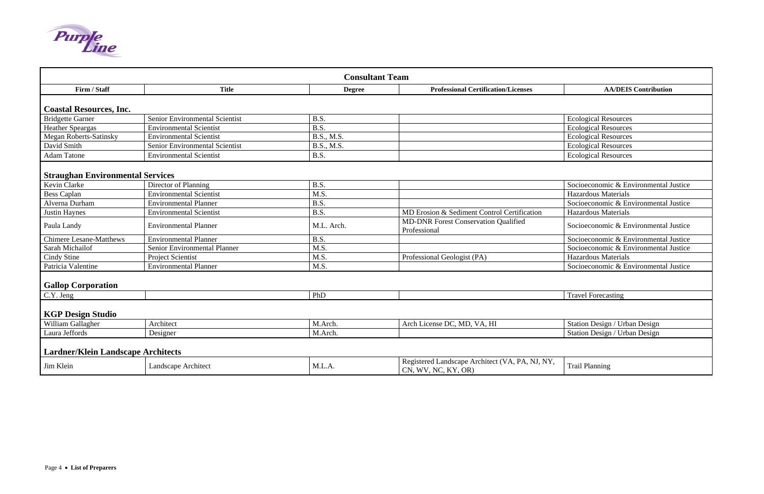| Consultant Team | | | | |
|---|---|---|---|---|
| **Firm / Staff** | **Title** | **Degree** | **Professional Certification/Licenses** | **AA/DEIS Contribution** |
| **Coastal Resources, Inc.** | | | | |
| Bridgette Garner | Senior Environmental Scientist | B.S. | | Ecological Resources |
| Heather Speargas | Environmental Scientist | B.S. | | Ecological Resources |
| Megan Roberts-Satinsky | Environmental Scientist | B.S., M.S. | | Ecological Resources |
| David Smith | Senior Environmental Scientist | B.S., M.S. | | Ecological Resources |
| Adam Tatone | Environmental Scientist | B.S. | | Ecological Resources |
| **Straughan Environmental Services** | | | | |
| Kevin Clarke | Director of Planning | B.S. | | Socioeconomic & Environmental Justice |
| Bess Caplan | Environmental Scientist | M.S. | | Hazardous Materials |
| Alverna Durham | Environmental Planner | B.S. | | Socioeconomic & Environmental Justice |
| Justin Haynes | Environmental Scientist | B.S. | MD Erosion & Sediment Control Certification | Hazardous Materials |
| Paula Landy | Environmental Planner | M.L. Arch. | MD-DNR Forest Conservation Qualified Professional | Socioeconomic & Environmental Justice |
| Chimere Lesane-Matthews | Environmental Planner | B.S. | | Socioeconomic & Environmental Justice |
| Sarah Michailof | Senior Environmental Planner | M.S. | | Socioeconomic & Environmental Justice |
| Cindy Stine | Project Scientist | M.S. | Professional Geologist (PA) | Hazardous Materials |
| Patricia Valentine | Environmental Planner | M.S. | | Socioeconomic & Environmental Justice |
| **Gallop Corporation** | | | | |
| C.Y. Jeng | | PhD | | Travel Forecasting |
| **KGP Design Studio** | | | | |
| William Gallagher | Architect | M.Arch. | Arch License DC, MD, VA, HI | Station Design / Urban Design |
| Laura Jeffords | Designer | M.Arch. | | Station Design / Urban Design |
| **Lardner/Klein Landscape Architects** | | | | |
| Jim Klein | Landscape Architect | M.L.A. | Registered Landscape Architect (VA, PA, NJ, NY, CN, WV, NC, KY, OR) | Trail Planning |